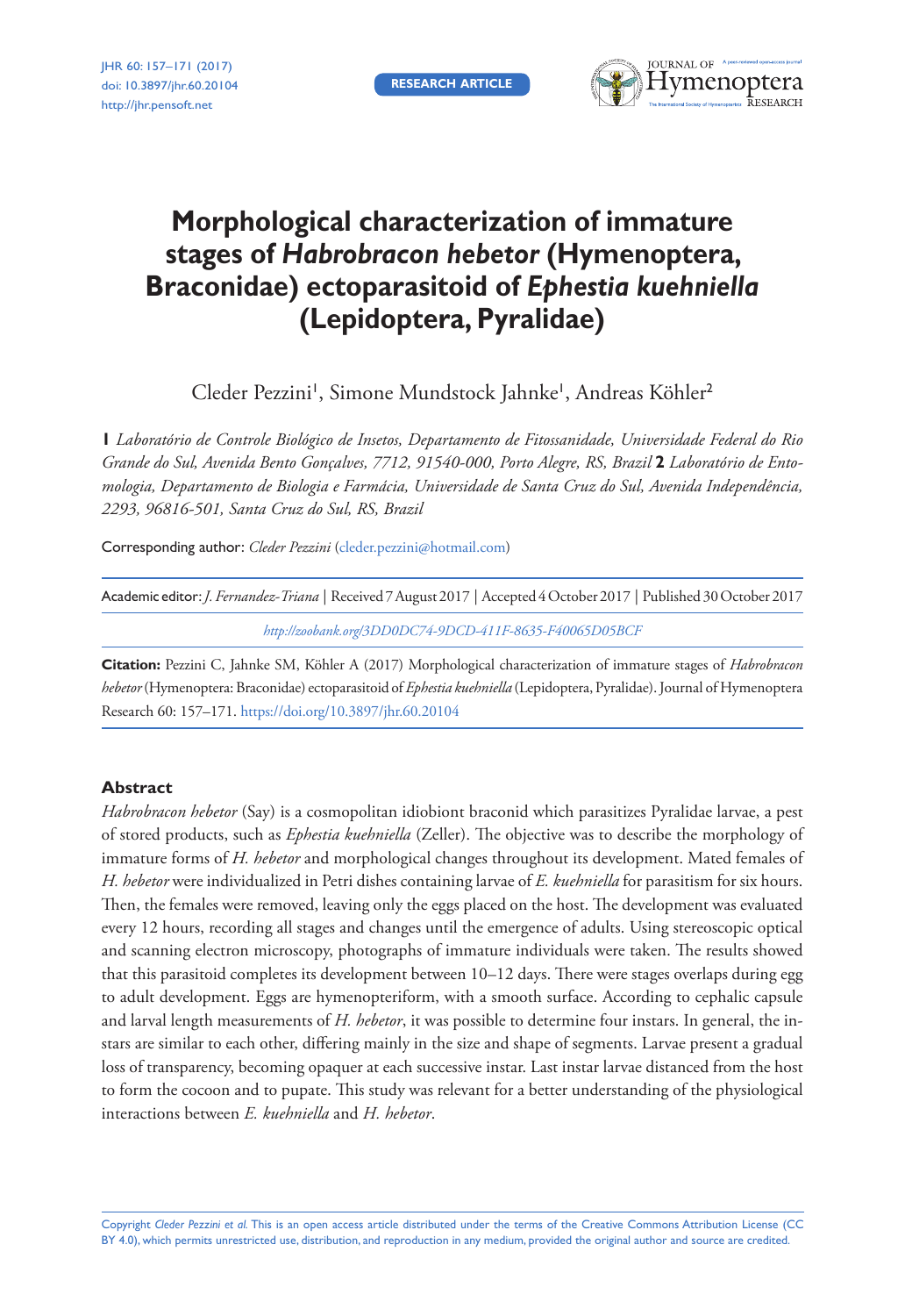# Morphological characterization of immature stages of *Habrobracon hebetor* (Hymenoptera, Braconidae) ectoparasitoid of *Ephestia kuehniella* (Lepidoptera, Pyralidae)

Cleder Pezzini[1], Simone Mundstock Jahnke[1], Andreas Köhler[2]

**1** *Laboratório de Controle Biológico de Insetos, Departamento de Fitossanidade, Universidade Federal do Rio Grande do Sul, Avenida Bento Gonçalves, 7712, 91540-000, Porto Alegre, RS, Brazil* **2** *Laboratório de Entomologia, Departamento de Biologia e Farmácia, Universidade de Santa Cruz do Sul, Avenida Independência, 2293, 96816-501, Santa Cruz do Sul, RS, Brazil*

Corresponding author: *Cleder Pezzini* (cleder.pezzini@hotmail.com)

Academic editor: *J. Fernandez-Triana* | Received 7 August 2017 | Accepted 4 October 2017 | Published 30 October 2017

*http://zoobank.org/3DD0DC74-9DCD-411F-8635-F40065D05BCF*

**Citation:** Pezzini C, Jahnke SM, Köhler A (2017) Morphological characterization of immature stages of *Habrobracon hebetor* (Hymenoptera: Braconidae) ectoparasitoid of *Ephestia kuehniella* (Lepidoptera, Pyralidae). Journal of Hymenoptera Research 60: 157–171. https://doi.org/10.3897/jhr.60.20104

## Abstract

*Habrobracon hebetor* (Say) is a cosmopolitan idiobiont braconid which parasitizes Pyralidae larvae, a pest of stored products, such as *Ephestia kuehniella* (Zeller). The objective was to describe the morphology of immature forms of *H. hebetor* and morphological changes throughout its development. Mated females of *H. hebetor* were individualized in Petri dishes containing larvae of *E. kuehniella* for parasitism for six hours. Then, the females were removed, leaving only the eggs placed on the host. The development was evaluated every 12 hours, recording all stages and changes until the emergence of adults. Using stereoscopic optical and scanning electron microscopy, photographs of immature individuals were taken. The results showed that this parasitoid completes its development between 10–12 days. There were stages overlaps during egg to adult development. Eggs are hymenopteriform, with a smooth surface. According to cephalic capsule and larval length measurements of *H. hebetor*, it was possible to determine four instars. In general, the instars are similar to each other, differing mainly in the size and shape of segments. Larvae present a gradual loss of transparency, becoming opaquer at each successive instar. Last instar larvae distanced from the host to form the cocoon and to pupate. This study was relevant for a better understanding of the physiological interactions between *E. kuehniella* and *H. hebetor*.

Copyright *Cleder Pezzini et al.* This is an open access article distributed under the terms of the Creative Commons Attribution License (CC BY 4.0), which permits unrestricted use, distribution, and reproduction in any medium, provided the original author and source are credited.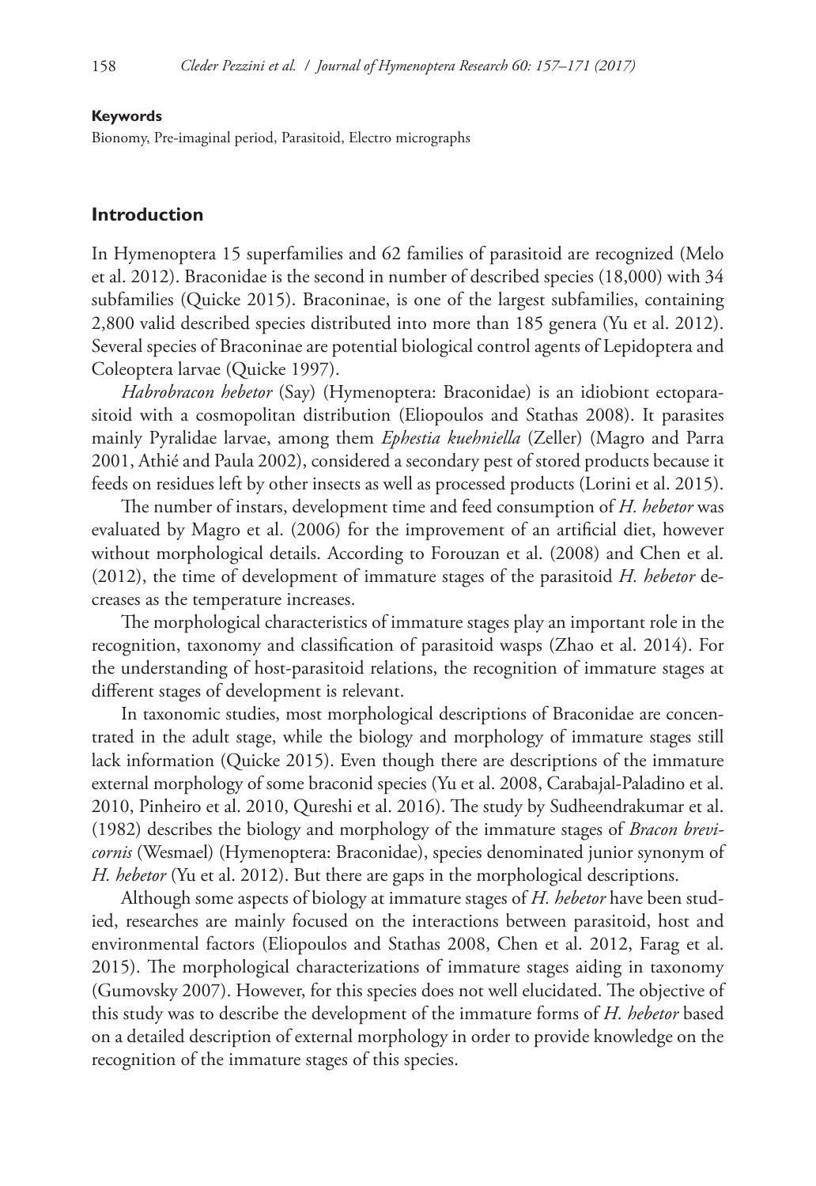**Keywords**

Bionomy, Pre-imaginal period, Parasitoid, Electro micrographs

## Introduction

In Hymenoptera 15 superfamilies and 62 families of parasitoid are recognized (Melo et al. 2012). Braconidae is the second in number of described species (18,000) with 34 subfamilies (Quicke 2015). Braconinae, is one of the largest subfamilies, containing 2,800 valid described species distributed into more than 185 genera (Yu et al. 2012). Several species of Braconinae are potential biological control agents of Lepidoptera and Coleoptera larvae (Quicke 1997).

*Habrobracon hebetor* (Say) (Hymenoptera: Braconidae) is an idiobiont ectoparasitoid with a cosmopolitan distribution (Eliopoulos and Stathas 2008). It parasites mainly Pyralidae larvae, among them *Ephestia kuehniella* (Zeller) (Magro and Parra 2001, Athié and Paula 2002), considered a secondary pest of stored products because it feeds on residues left by other insects as well as processed products (Lorini et al. 2015).

The number of instars, development time and feed consumption of *H. hebetor* was evaluated by Magro et al. (2006) for the improvement of an artificial diet, however without morphological details. According to Forouzan et al. (2008) and Chen et al. (2012), the time of development of immature stages of the parasitoid *H. hebetor* decreases as the temperature increases.

The morphological characteristics of immature stages play an important role in the recognition, taxonomy and classification of parasitoid wasps (Zhao et al. 2014). For the understanding of host-parasitoid relations, the recognition of immature stages at different stages of development is relevant.

In taxonomic studies, most morphological descriptions of Braconidae are concentrated in the adult stage, while the biology and morphology of immature stages still lack information (Quicke 2015). Even though there are descriptions of the immature external morphology of some braconid species (Yu et al. 2008, Carabajal-Paladino et al. 2010, Pinheiro et al. 2010, Qureshi et al. 2016). The study by Sudheendrakumar et al. (1982) describes the biology and morphology of the immature stages of *Bracon brevicornis* (Wesmael) (Hymenoptera: Braconidae), species denominated junior synonym of *H. hebetor* (Yu et al. 2012). But there are gaps in the morphological descriptions.

Although some aspects of biology at immature stages of *H. hebetor* have been studied, researches are mainly focused on the interactions between parasitoid, host and environmental factors (Eliopoulos and Stathas 2008, Chen et al. 2012, Farag et al. 2015). The morphological characterizations of immature stages aiding in taxonomy (Gumovsky 2007). However, for this species does not well elucidated. The objective of this study was to describe the development of the immature forms of *H. hebetor* based on a detailed description of external morphology in order to provide knowledge on the recognition of the immature stages of this species.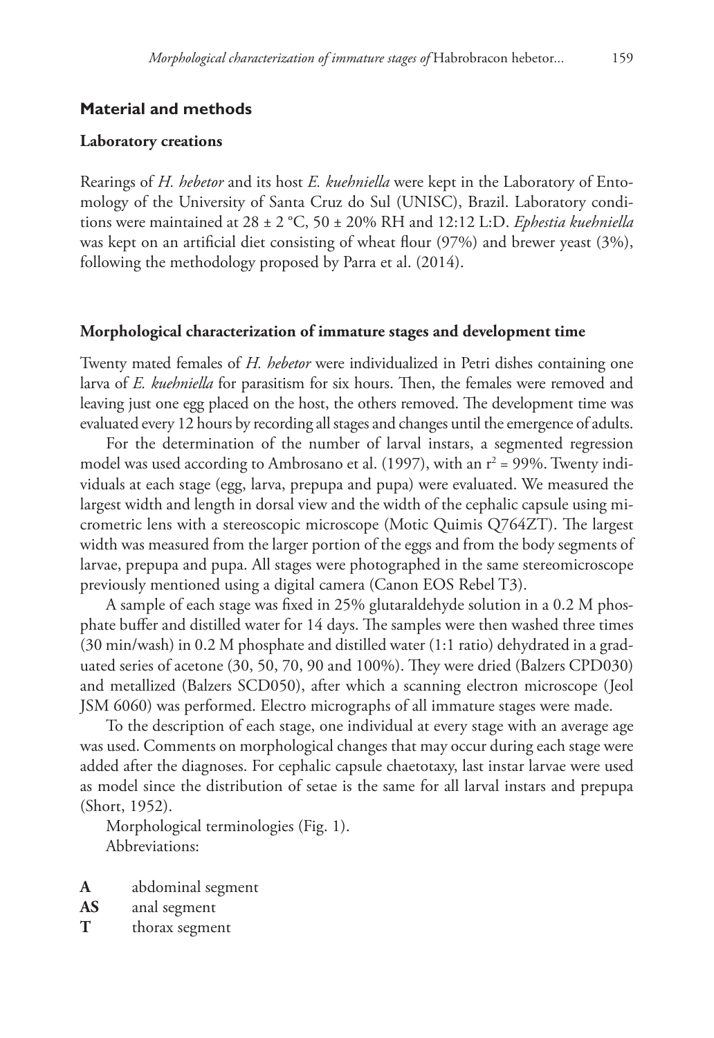## Material and methods

### Laboratory creations

Rearings of *H. hebetor* and its host *E. kuehniella* were kept in the Laboratory of Entomology of the University of Santa Cruz do Sul (UNISC), Brazil. Laboratory conditions were maintained at 28 ± 2 °C, 50 ± 20% RH and 12:12 L:D. *Ephestia kuehniella* was kept on an artificial diet consisting of wheat flour (97%) and brewer yeast (3%), following the methodology proposed by Parra et al. (2014).

### Morphological characterization of immature stages and development time

Twenty mated females of *H. hebetor* were individualized in Petri dishes containing one larva of *E. kuehniella* for parasitism for six hours. Then, the females were removed and leaving just one egg placed on the host, the others removed. The development time was evaluated every 12 hours by recording all stages and changes until the emergence of adults.

For the determination of the number of larval instars, a segmented regression model was used according to Ambrosano et al. (1997), with an $r^2 = 99\%$. Twenty individuals at each stage (egg, larva, prepupa and pupa) were evaluated. We measured the largest width and length in dorsal view and the width of the cephalic capsule using micrometric lens with a stereoscopic microscope (Motic Quimis Q764ZT). The largest width was measured from the larger portion of the eggs and from the body segments of larvae, prepupa and pupa. All stages were photographed in the same stereomicroscope previously mentioned using a digital camera (Canon EOS Rebel T3).

A sample of each stage was fixed in 25% glutaraldehyde solution in a 0.2 M phosphate buffer and distilled water for 14 days. The samples were then washed three times (30 min/wash) in 0.2 M phosphate and distilled water (1:1 ratio) dehydrated in a graduated series of acetone (30, 50, 70, 90 and 100%). They were dried (Balzers CPD030) and metallized (Balzers SCD050), after which a scanning electron microscope (Jeol JSM 6060) was performed. Electro micrographs of all immature stages were made.

To the description of each stage, one individual at every stage with an average age was used. Comments on morphological changes that may occur during each stage were added after the diagnoses. For cephalic capsule chaetotaxy, last instar larvae were used as model since the distribution of setae is the same for all larval instars and prepupa (Short, 1952).

Morphological terminologies (Fig. 1).

Abbreviations:

**A** abdominal segment
**AS** anal segment
**T** thorax segment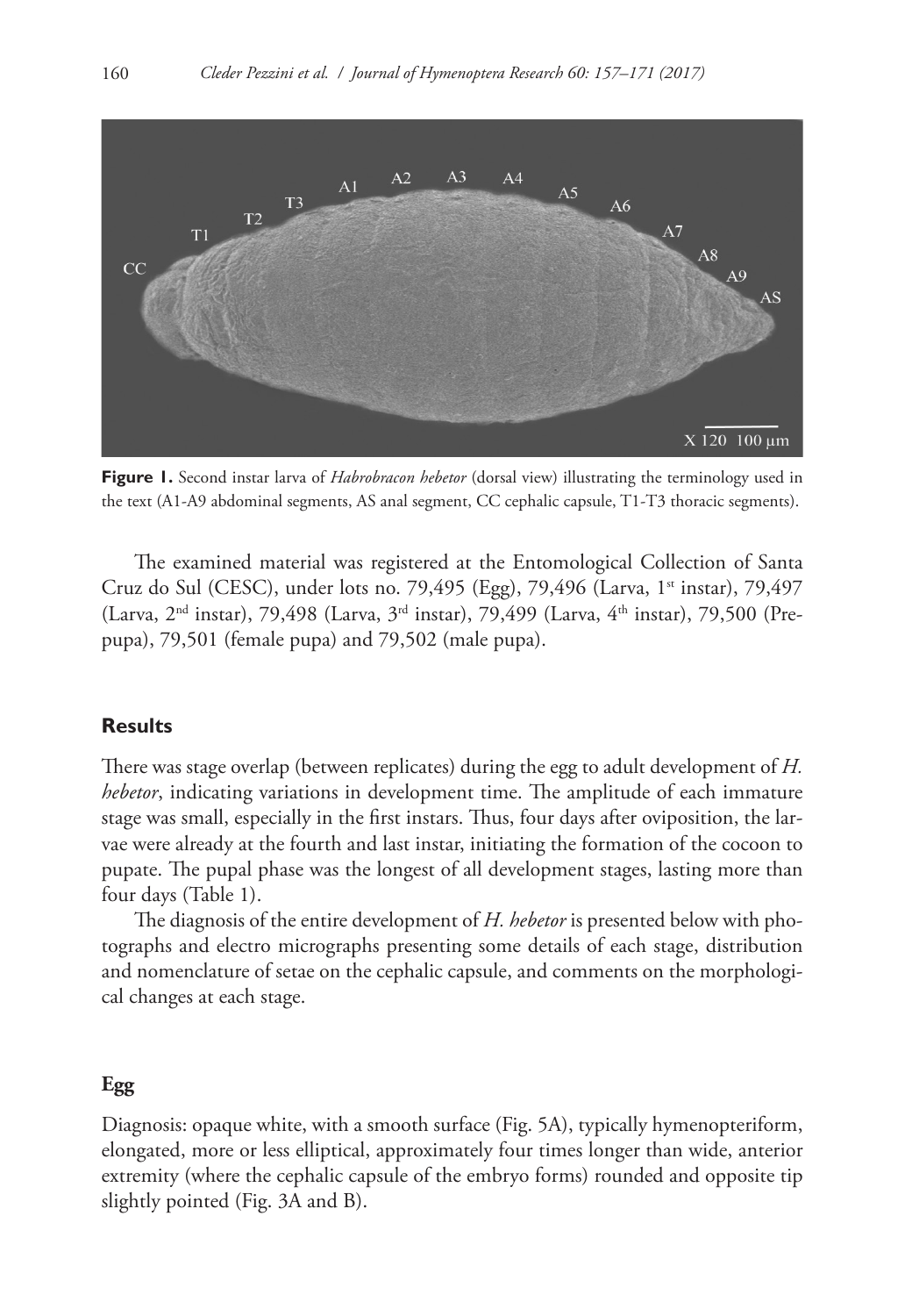**Figure 1.** Second instar larva of *Habrobracon hebetor* (dorsal view) illustrating the terminology used in the text (A1-A9 abdominal segments, AS anal segment, CC cephalic capsule, T1-T3 thoracic segments).

The examined material was registered at the Entomological Collection of Santa Cruz do Sul (CESC), under lots no. 79,495 (Egg), 79,496 (Larva, 1st instar), 79,497 (Larva, 2nd instar), 79,498 (Larva, 3rd instar), 79,499 (Larva, 4th instar), 79,500 (Pre-pupa), 79,501 (female pupa) and 79,502 (male pupa).

## Results

There was stage overlap (between replicates) during the egg to adult development of *H. hebetor*, indicating variations in development time. The amplitude of each immature stage was small, especially in the first instars. Thus, four days after oviposition, the larvae were already at the fourth and last instar, initiating the formation of the cocoon to pupate. The pupal phase was the longest of all development stages, lasting more than four days (Table 1).

The diagnosis of the entire development of *H. hebetor* is presented below with photographs and electro micrographs presenting some details of each stage, distribution and nomenclature of setae on the cephalic capsule, and comments on the morphological changes at each stage.

### Egg

Diagnosis: opaque white, with a smooth surface (Fig. 5A), typically hymenopteriform, elongated, more or less elliptical, approximately four times longer than wide, anterior extremity (where the cephalic capsule of the embryo forms) rounded and opposite tip slightly pointed (Fig. 3A and B).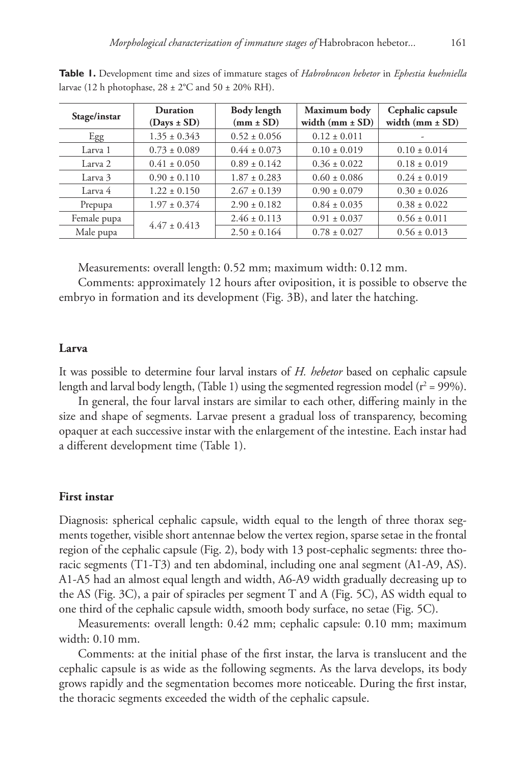**Table 1.** Development time and sizes of immature stages of *Habrobracon hebetor* in *Ephestia kuehniella* larvae (12 h photophase, 28 ± 2°C and 50 ± 20% RH).

| Stage/instar | Duration (Days ± SD) | Body length (mm ± SD) | Maximum body width (mm ± SD) | Cephalic capsule width (mm ± SD) |
|---|---|---|---|---|
| Egg | 1.35 ± 0.343 | 0.52 ± 0.056 | 0.12 ± 0.011 | - |
| Larva 1 | 0.73 ± 0.089 | 0.44 ± 0.073 | 0.10 ± 0.019 | 0.10 ± 0.014 |
| Larva 2 | 0.41 ± 0.050 | 0.89 ± 0.142 | 0.36 ± 0.022 | 0.18 ± 0.019 |
| Larva 3 | 0.90 ± 0.110 | 1.87 ± 0.283 | 0.60 ± 0.086 | 0.24 ± 0.019 |
| Larva 4 | 1.22 ± 0.150 | 2.67 ± 0.139 | 0.90 ± 0.079 | 0.30 ± 0.026 |
| Prepupa | 1.97 ± 0.374 | 2.90 ± 0.182 | 0.84 ± 0.035 | 0.38 ± 0.022 |
| Female pupa | 4.47 ± 0.413 | 2.46 ± 0.113 | 0.91 ± 0.037 | 0.56 ± 0.011 |
| Male pupa | | 2.50 ± 0.164 | 0.78 ± 0.027 | 0.56 ± 0.013 |

Measurements: overall length: 0.52 mm; maximum width: 0.12 mm.

Comments: approximately 12 hours after oviposition, it is possible to observe the embryo in formation and its development (Fig. 3B), and later the hatching.

## Larva

It was possible to determine four larval instars of *H. hebetor* based on cephalic capsule length and larval body length, (Table 1) using the segmented regression model ($r^2 = 99\%$).

In general, the four larval instars are similar to each other, differing mainly in the size and shape of segments. Larvae present a gradual loss of transparency, becoming opaquer at each successive instar with the enlargement of the intestine. Each instar had a different development time (Table 1).

## First instar

Diagnosis: spherical cephalic capsule, width equal to the length of three thorax segments together, visible short antennae below the vertex region, sparse setae in the frontal region of the cephalic capsule (Fig. 2), body with 13 post-cephalic segments: three thoracic segments (T1-T3) and ten abdominal, including one anal segment (A1-A9, AS). A1-A5 had an almost equal length and width, A6-A9 width gradually decreasing up to the AS (Fig. 3C), a pair of spiracles per segment T and A (Fig. 5C), AS width equal to one third of the cephalic capsule width, smooth body surface, no setae (Fig. 5C).

Measurements: overall length: 0.42 mm; cephalic capsule: 0.10 mm; maximum width: 0.10 mm.

Comments: at the initial phase of the first instar, the larva is translucent and the cephalic capsule is as wide as the following segments. As the larva develops, its body grows rapidly and the segmentation becomes more noticeable. During the first instar, the thoracic segments exceeded the width of the cephalic capsule.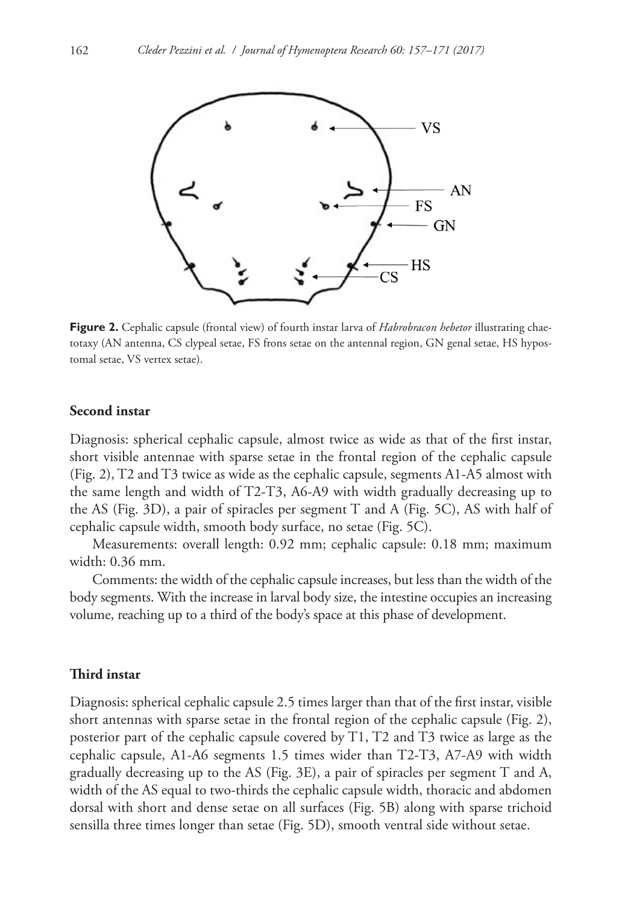**Figure 2.** Cephalic capsule (frontal view) of fourth instar larva of *Habrobracon hebetor* illustrating chaetotaxy (AN antenna, CS clypeal setae, FS frons setae on the antennal region, GN genal setae, HS hypostomal setae, VS vertex setae).

#### Second instar

Diagnosis: spherical cephalic capsule, almost twice as wide as that of the first instar, short visible antennae with sparse setae in the frontal region of the cephalic capsule (Fig. 2), T2 and T3 twice as wide as the cephalic capsule, segments A1-A5 almost with the same length and width of T2-T3, A6-A9 with width gradually decreasing up to the AS (Fig. 3D), a pair of spiracles per segment T and A (Fig. 5C), AS with half of cephalic capsule width, smooth body surface, no setae (Fig. 5C).

Measurements: overall length: 0.92 mm; cephalic capsule: 0.18 mm; maximum width: 0.36 mm.

Comments: the width of the cephalic capsule increases, but less than the width of the body segments. With the increase in larval body size, the intestine occupies an increasing volume, reaching up to a third of the body's space at this phase of development.

#### Third instar

Diagnosis: spherical cephalic capsule 2.5 times larger than that of the first instar, visible short antennas with sparse setae in the frontal region of the cephalic capsule (Fig. 2), posterior part of the cephalic capsule covered by T1, T2 and T3 twice as large as the cephalic capsule, A1-A6 segments 1.5 times wider than T2-T3, A7-A9 with width gradually decreasing up to the AS (Fig. 3E), a pair of spiracles per segment T and A, width of the AS equal to two-thirds the cephalic capsule width, thoracic and abdomen dorsal with short and dense setae on all surfaces (Fig. 5B) along with sparse trichoid sensilla three times longer than setae (Fig. 5D), smooth ventral side without setae.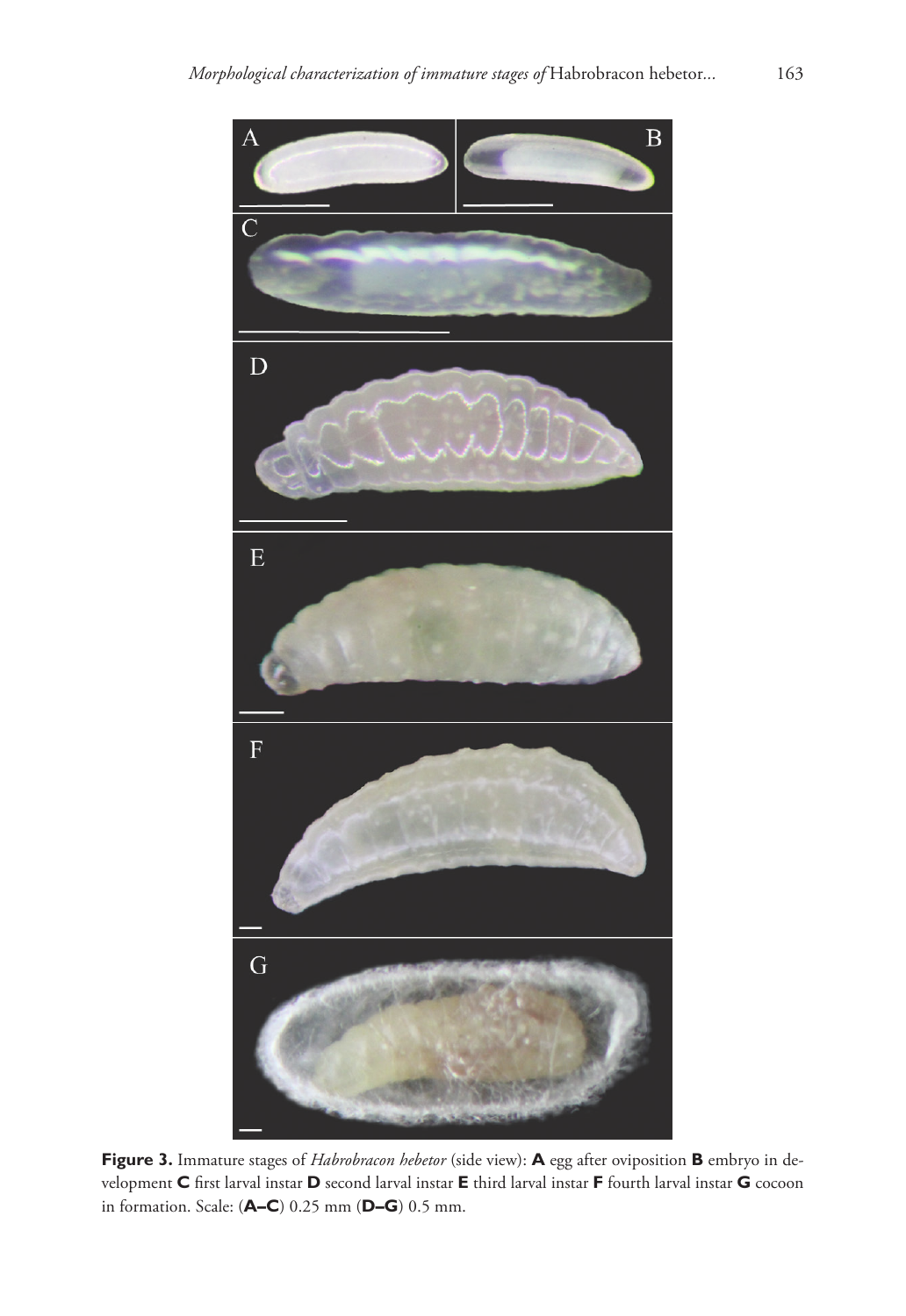**Figure 3.** Immature stages of *Habrobracon hebetor* (side view): **A** egg after oviposition **B** embryo in development **C** first larval instar **D** second larval instar **E** third larval instar **F** fourth larval instar **G** cocoon in formation. Scale: (**A–C**) 0.25 mm (**D–G**) 0.5 mm.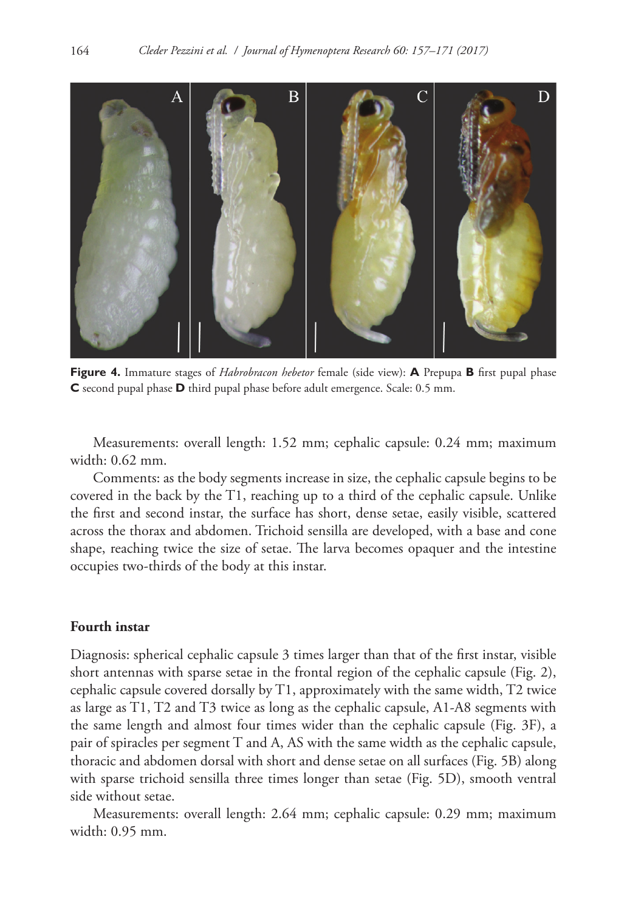**Figure 4.** Immature stages of *Habrobracon hebetor* female (side view): **A** Prepupa **B** first pupal phase **C** second pupal phase **D** third pupal phase before adult emergence. Scale: 0.5 mm.

Measurements: overall length: 1.52 mm; cephalic capsule: 0.24 mm; maximum width: 0.62 mm.

Comments: as the body segments increase in size, the cephalic capsule begins to be covered in the back by the T1, reaching up to a third of the cephalic capsule. Unlike the first and second instar, the surface has short, dense setae, easily visible, scattered across the thorax and abdomen. Trichoid sensilla are developed, with a base and cone shape, reaching twice the size of setae. The larva becomes opaquer and the intestine occupies two-thirds of the body at this instar.

#### Fourth instar

Diagnosis: spherical cephalic capsule 3 times larger than that of the first instar, visible short antennas with sparse setae in the frontal region of the cephalic capsule (Fig. 2), cephalic capsule covered dorsally by T1, approximately with the same width, T2 twice as large as T1, T2 and T3 twice as long as the cephalic capsule, A1-A8 segments with the same length and almost four times wider than the cephalic capsule (Fig. 3F), a pair of spiracles per segment T and A, AS with the same width as the cephalic capsule, thoracic and abdomen dorsal with short and dense setae on all surfaces (Fig. 5B) along with sparse trichoid sensilla three times longer than setae (Fig. 5D), smooth ventral side without setae.

Measurements: overall length: 2.64 mm; cephalic capsule: 0.29 mm; maximum width: 0.95 mm.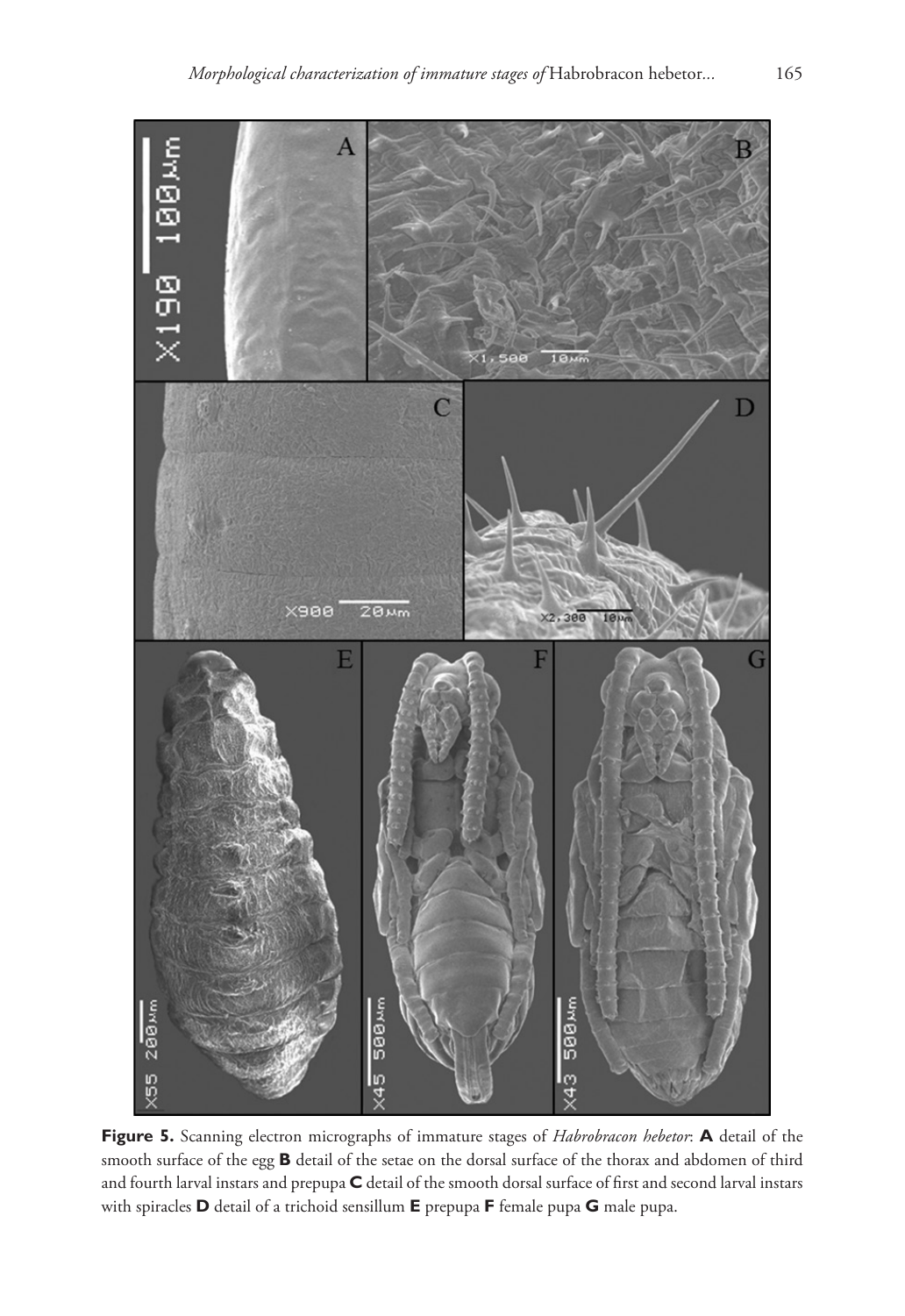**Figure 5.** Scanning electron micrographs of immature stages of *Habrobracon hebetor*: **A** detail of the smooth surface of the egg **B** detail of the setae on the dorsal surface of the thorax and abdomen of third and fourth larval instars and prepupa **C** detail of the smooth dorsal surface of first and second larval instars with spiracles **D** detail of a trichoid sensillum **E** prepupa **F** female pupa **G** male pupa.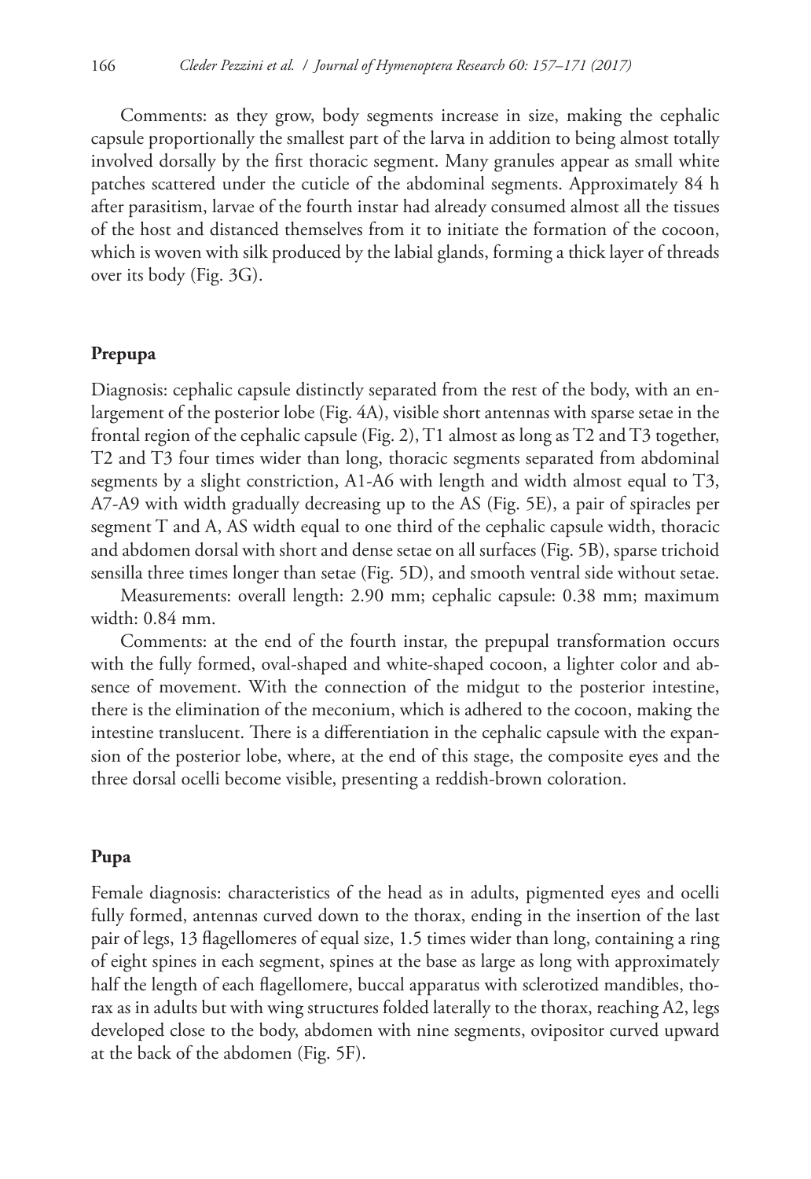Comments: as they grow, body segments increase in size, making the cephalic capsule proportionally the smallest part of the larva in addition to being almost totally involved dorsally by the first thoracic segment. Many granules appear as small white patches scattered under the cuticle of the abdominal segments. Approximately 84 h after parasitism, larvae of the fourth instar had already consumed almost all the tissues of the host and distanced themselves from it to initiate the formation of the cocoon, which is woven with silk produced by the labial glands, forming a thick layer of threads over its body (Fig. 3G).

## Prepupa

Diagnosis: cephalic capsule distinctly separated from the rest of the body, with an enlargement of the posterior lobe (Fig. 4A), visible short antennas with sparse setae in the frontal region of the cephalic capsule (Fig. 2), T1 almost as long as T2 and T3 together, T2 and T3 four times wider than long, thoracic segments separated from abdominal segments by a slight constriction, A1-A6 with length and width almost equal to T3, A7-A9 with width gradually decreasing up to the AS (Fig. 5E), a pair of spiracles per segment T and A, AS width equal to one third of the cephalic capsule width, thoracic and abdomen dorsal with short and dense setae on all surfaces (Fig. 5B), sparse trichoid sensilla three times longer than setae (Fig. 5D), and smooth ventral side without setae.

Measurements: overall length: 2.90 mm; cephalic capsule: 0.38 mm; maximum width: 0.84 mm.

Comments: at the end of the fourth instar, the prepupal transformation occurs with the fully formed, oval-shaped and white-shaped cocoon, a lighter color and absence of movement. With the connection of the midgut to the posterior intestine, there is the elimination of the meconium, which is adhered to the cocoon, making the intestine translucent. There is a differentiation in the cephalic capsule with the expansion of the posterior lobe, where, at the end of this stage, the composite eyes and the three dorsal ocelli become visible, presenting a reddish-brown coloration.

## Pupa

Female diagnosis: characteristics of the head as in adults, pigmented eyes and ocelli fully formed, antennas curved down to the thorax, ending in the insertion of the last pair of legs, 13 flagellomeres of equal size, 1.5 times wider than long, containing a ring of eight spines in each segment, spines at the base as large as long with approximately half the length of each flagellomere, buccal apparatus with sclerotized mandibles, thorax as in adults but with wing structures folded laterally to the thorax, reaching A2, legs developed close to the body, abdomen with nine segments, ovipositor curved upward at the back of the abdomen (Fig. 5F).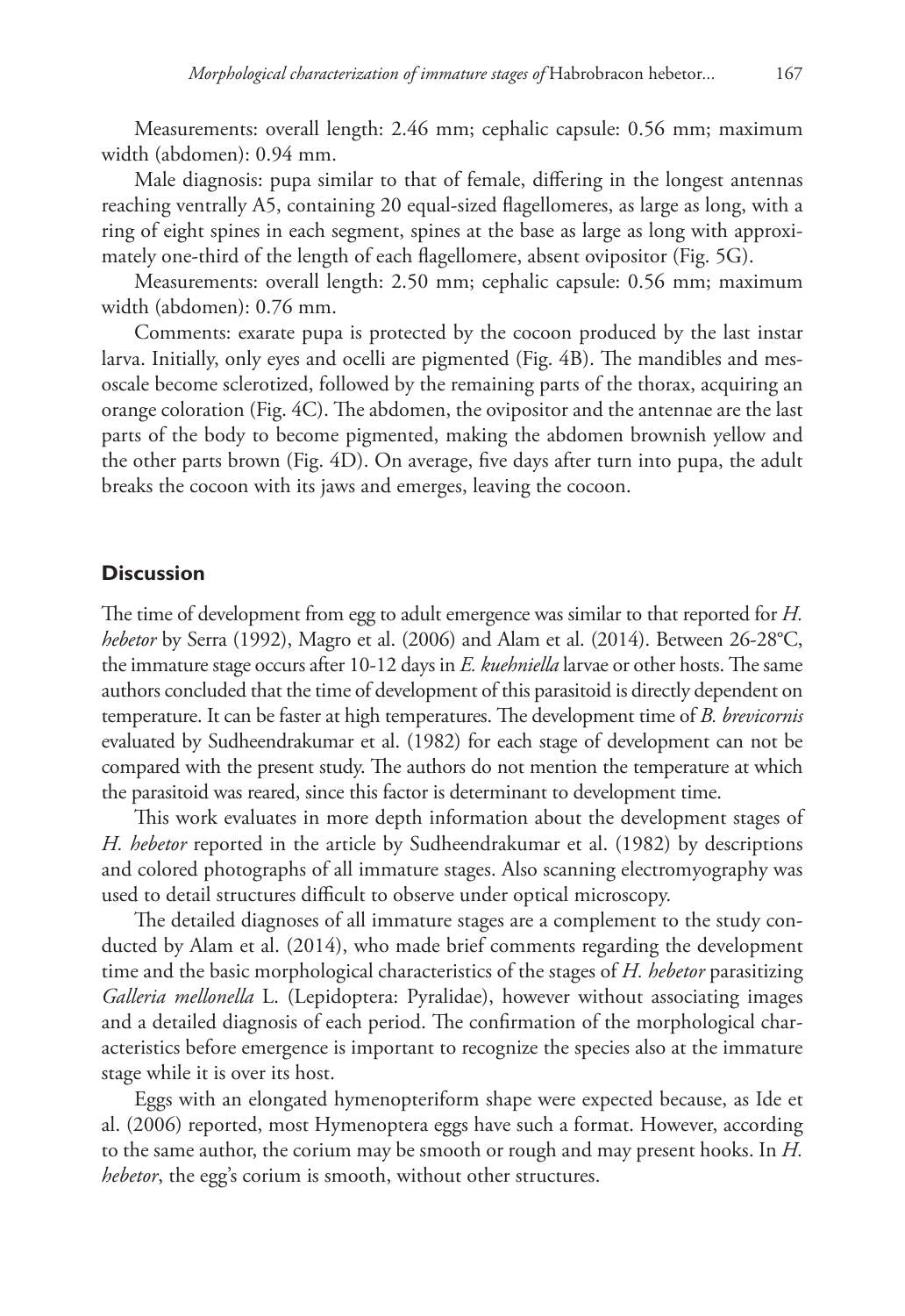Measurements: overall length: 2.46 mm; cephalic capsule: 0.56 mm; maximum width (abdomen): 0.94 mm.

Male diagnosis: pupa similar to that of female, differing in the longest antennas reaching ventrally A5, containing 20 equal-sized flagellomeres, as large as long, with a ring of eight spines in each segment, spines at the base as large as long with approximately one-third of the length of each flagellomere, absent ovipositor (Fig. 5G).

Measurements: overall length: 2.50 mm; cephalic capsule: 0.56 mm; maximum width (abdomen): 0.76 mm.

Comments: exarate pupa is protected by the cocoon produced by the last instar larva. Initially, only eyes and ocelli are pigmented (Fig. 4B). The mandibles and mesoscale become sclerotized, followed by the remaining parts of the thorax, acquiring an orange coloration (Fig. 4C). The abdomen, the ovipositor and the antennae are the last parts of the body to become pigmented, making the abdomen brownish yellow and the other parts brown (Fig. 4D). On average, five days after turn into pupa, the adult breaks the cocoon with its jaws and emerges, leaving the cocoon.

## Discussion

The time of development from egg to adult emergence was similar to that reported for *H. hebetor* by Serra (1992), Magro et al. (2006) and Alam et al. (2014). Between 26-28°C, the immature stage occurs after 10-12 days in *E. kuehniella* larvae or other hosts. The same authors concluded that the time of development of this parasitoid is directly dependent on temperature. It can be faster at high temperatures. The development time of *B. brevicornis* evaluated by Sudheendrakumar et al. (1982) for each stage of development can not be compared with the present study. The authors do not mention the temperature at which the parasitoid was reared, since this factor is determinant to development time.

This work evaluates in more depth information about the development stages of *H. hebetor* reported in the article by Sudheendrakumar et al. (1982) by descriptions and colored photographs of all immature stages. Also scanning electromyography was used to detail structures difficult to observe under optical microscopy.

The detailed diagnoses of all immature stages are a complement to the study conducted by Alam et al. (2014), who made brief comments regarding the development time and the basic morphological characteristics of the stages of *H. hebetor* parasitizing *Galleria mellonella* L. (Lepidoptera: Pyralidae), however without associating images and a detailed diagnosis of each period. The confirmation of the morphological characteristics before emergence is important to recognize the species also at the immature stage while it is over its host.

Eggs with an elongated hymenopteriform shape were expected because, as Ide et al. (2006) reported, most Hymenoptera eggs have such a format. However, according to the same author, the corium may be smooth or rough and may present hooks. In *H. hebetor*, the egg's corium is smooth, without other structures.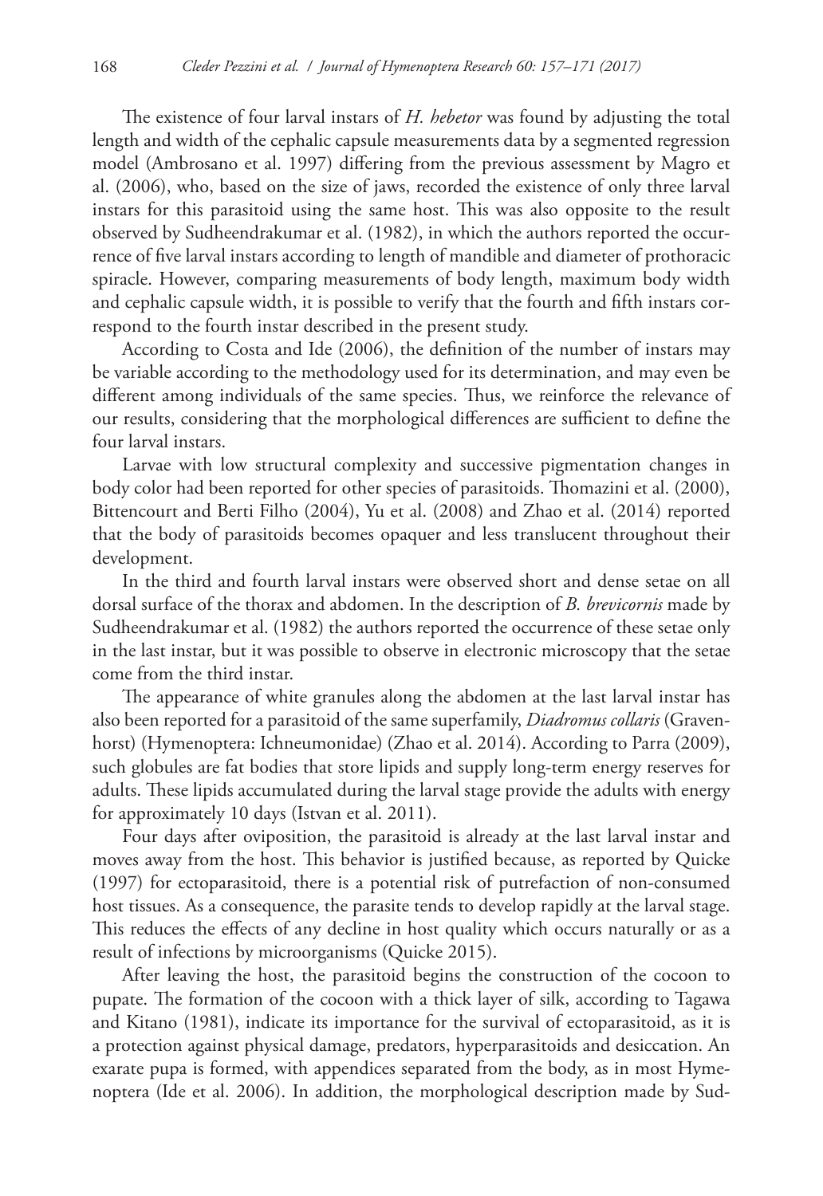The existence of four larval instars of *H. hebetor* was found by adjusting the total length and width of the cephalic capsule measurements data by a segmented regression model (Ambrosano et al. 1997) differing from the previous assessment by Magro et al. (2006), who, based on the size of jaws, recorded the existence of only three larval instars for this parasitoid using the same host. This was also opposite to the result observed by Sudheendrakumar et al. (1982), in which the authors reported the occurrence of five larval instars according to length of mandible and diameter of prothoracic spiracle. However, comparing measurements of body length, maximum body width and cephalic capsule width, it is possible to verify that the fourth and fifth instars correspond to the fourth instar described in the present study.

According to Costa and Ide (2006), the definition of the number of instars may be variable according to the methodology used for its determination, and may even be different among individuals of the same species. Thus, we reinforce the relevance of our results, considering that the morphological differences are sufficient to define the four larval instars.

Larvae with low structural complexity and successive pigmentation changes in body color had been reported for other species of parasitoids. Thomazini et al. (2000), Bittencourt and Berti Filho (2004), Yu et al. (2008) and Zhao et al. (2014) reported that the body of parasitoids becomes opaquer and less translucent throughout their development.

In the third and fourth larval instars were observed short and dense setae on all dorsal surface of the thorax and abdomen. In the description of *B. brevicornis* made by Sudheendrakumar et al. (1982) the authors reported the occurrence of these setae only in the last instar, but it was possible to observe in electronic microscopy that the setae come from the third instar.

The appearance of white granules along the abdomen at the last larval instar has also been reported for a parasitoid of the same superfamily, *Diadromus collaris* (Gravenhorst) (Hymenoptera: Ichneumonidae) (Zhao et al. 2014). According to Parra (2009), such globules are fat bodies that store lipids and supply long-term energy reserves for adults. These lipids accumulated during the larval stage provide the adults with energy for approximately 10 days (Istvan et al. 2011).

Four days after oviposition, the parasitoid is already at the last larval instar and moves away from the host. This behavior is justified because, as reported by Quicke (1997) for ectoparasitoid, there is a potential risk of putrefaction of non-consumed host tissues. As a consequence, the parasite tends to develop rapidly at the larval stage. This reduces the effects of any decline in host quality which occurs naturally or as a result of infections by microorganisms (Quicke 2015).

After leaving the host, the parasitoid begins the construction of the cocoon to pupate. The formation of the cocoon with a thick layer of silk, according to Tagawa and Kitano (1981), indicate its importance for the survival of ectoparasitoid, as it is a protection against physical damage, predators, hyperparasitoids and desiccation. An exarate pupa is formed, with appendices separated from the body, as in most Hymenoptera (Ide et al. 2006). In addition, the morphological description made by Sud-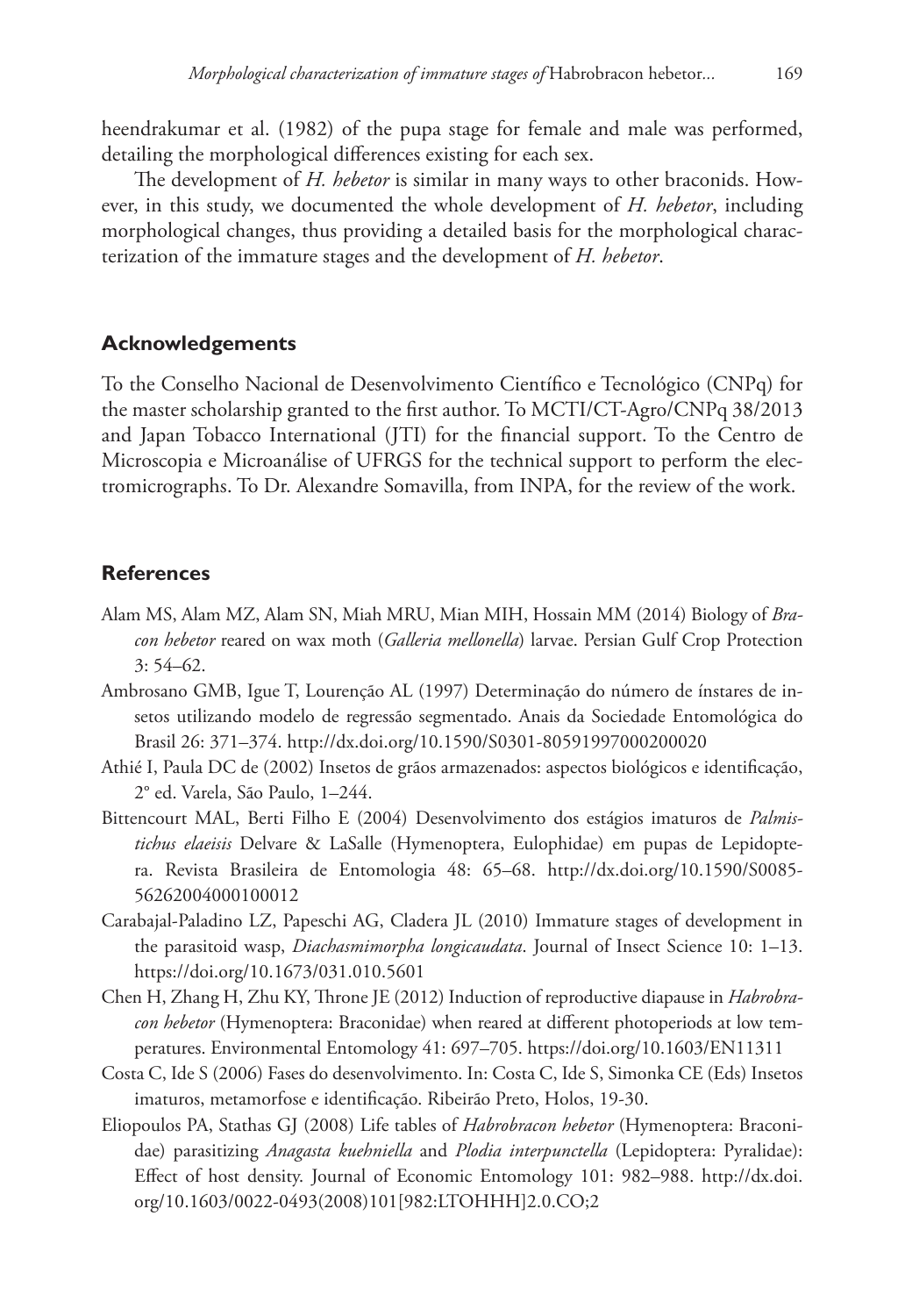heendrakumar et al. (1982) of the pupa stage for female and male was performed, detailing the morphological differences existing for each sex.

The development of *H. hebetor* is similar in many ways to other braconids. However, in this study, we documented the whole development of *H. hebetor*, including morphological changes, thus providing a detailed basis for the morphological characterization of the immature stages and the development of *H. hebetor*.

## Acknowledgements

To the Conselho Nacional de Desenvolvimento Científico e Tecnológico (CNPq) for the master scholarship granted to the first author. To MCTI/CT-Agro/CNPq 38/2013 and Japan Tobacco International (JTI) for the financial support. To the Centro de Microscopia e Microanálise of UFRGS for the technical support to perform the electromicrographs. To Dr. Alexandre Somavilla, from INPA, for the review of the work.

## References

Alam MS, Alam MZ, Alam SN, Miah MRU, Mian MIH, Hossain MM (2014) Biology of *Bracon hebetor* reared on wax moth (*Galleria mellonella*) larvae. Persian Gulf Crop Protection 3: 54–62.

Ambrosano GMB, Igue T, Lourenção AL (1997) Determinação do número de ínstares de insetos utilizando modelo de regressão segmentado. Anais da Sociedade Entomológica do Brasil 26: 371–374. http://dx.doi.org/10.1590/S0301-80591997000200020

Athié I, Paula DC de (2002) Insetos de grãos armazenados: aspectos biológicos e identificação, 2° ed. Varela, São Paulo, 1–244.

Bittencourt MAL, Berti Filho E (2004) Desenvolvimento dos estágios imaturos de *Palmistichus elaeisis* Delvare & LaSalle (Hymenoptera, Eulophidae) em pupas de Lepidoptera. Revista Brasileira de Entomologia 48: 65–68. http://dx.doi.org/10.1590/S0085-56262004000100012

Carabajal-Paladino LZ, Papeschi AG, Cladera JL (2010) Immature stages of development in the parasitoid wasp, *Diachasmimorpha longicaudata*. Journal of Insect Science 10: 1–13. https://doi.org/10.1673/031.010.5601

Chen H, Zhang H, Zhu KY, Throne JE (2012) Induction of reproductive diapause in *Habrobracon hebetor* (Hymenoptera: Braconidae) when reared at different photoperiods at low temperatures. Environmental Entomology 41: 697–705. https://doi.org/10.1603/EN11311

Costa C, Ide S (2006) Fases do desenvolvimento. In: Costa C, Ide S, Simonka CE (Eds) Insetos imaturos, metamorfose e identificação. Ribeirão Preto, Holos, 19-30.

Eliopoulos PA, Stathas GJ (2008) Life tables of *Habrobracon hebetor* (Hymenoptera: Braconidae) parasitizing *Anagasta kuehniella* and *Plodia interpunctella* (Lepidoptera: Pyralidae): Effect of host density. Journal of Economic Entomology 101: 982–988. http://dx.doi.org/10.1603/0022-0493(2008)101[982:LTOHHH]2.0.CO;2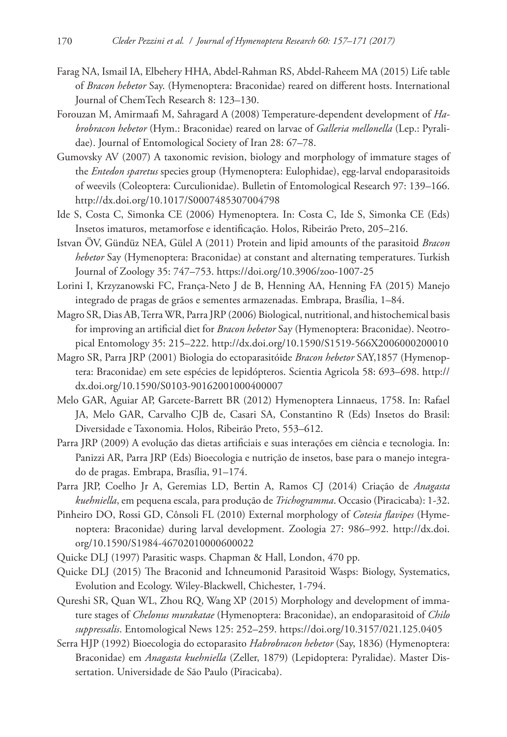Farag NA, Ismail IA, Elbehery HHA, Abdel-Rahman RS, Abdel-Raheem MA (2015) Life table of *Bracon hebetor* Say. (Hymenoptera: Braconidae) reared on different hosts. International Journal of ChemTech Research 8: 123–130.

Forouzan M, Amirmaafi M, Sahragard A (2008) Temperature-dependent development of *Habrobracon hebetor* (Hym.: Braconidae) reared on larvae of *Galleria mellonella* (Lep.: Pyralidae). Journal of Entomological Society of Iran 28: 67–78.

Gumovsky AV (2007) A taxonomic revision, biology and morphology of immature stages of the *Entedon sparetus* species group (Hymenoptera: Eulophidae), egg-larval endoparasitoids of weevils (Coleoptera: Curculionidae). Bulletin of Entomological Research 97: 139–166. http://dx.doi.org/10.1017/S0007485307004798

Ide S, Costa C, Simonka CE (2006) Hymenoptera. In: Costa C, Ide S, Simonka CE (Eds) Insetos imaturos, metamorfose e identificação. Holos, Ribeirão Preto, 205–216.

Istvan ÖV, Gündüz NEA, Gülel A (2011) Protein and lipid amounts of the parasitoid *Bracon hebetor* Say (Hymenoptera: Braconidae) at constant and alternating temperatures. Turkish Journal of Zoology 35: 747–753. https://doi.org/10.3906/zoo-1007-25

Lorini I, Krzyzanowski FC, França-Neto J de B, Henning AA, Henning FA (2015) Manejo integrado de pragas de grãos e sementes armazenadas. Embrapa, Brasília, 1–84.

Magro SR, Dias AB, Terra WR, Parra JRP (2006) Biological, nutritional, and histochemical basis for improving an artificial diet for *Bracon hebetor* Say (Hymenoptera: Braconidae). Neotropical Entomology 35: 215–222. http://dx.doi.org/10.1590/S1519-566X2006000200010

Magro SR, Parra JRP (2001) Biologia do ectoparasitóide *Bracon hebetor* SAY,1857 (Hymenoptera: Braconidae) em sete espécies de lepidópteros. Scientia Agricola 58: 693–698. http://dx.doi.org/10.1590/S0103-90162001000400007

Melo GAR, Aguiar AP, Garcete-Barrett BR (2012) Hymenoptera Linnaeus, 1758. In: Rafael JA, Melo GAR, Carvalho CJB de, Casari SA, Constantino R (Eds) Insetos do Brasil: Diversidade e Taxonomia. Holos, Ribeirão Preto, 553–612.

Parra JRP (2009) A evolução das dietas artificiais e suas interações em ciência e tecnologia. In: Panizzi AR, Parra JRP (Eds) Bioecologia e nutrição de insetos, base para o manejo integrado de pragas. Embrapa, Brasília, 91–174.

Parra JRP, Coelho Jr A, Geremias LD, Bertin A, Ramos CJ (2014) Criação de *Anagasta kuehniella*, em pequena escala, para produção de *Trichogramma*. Occasio (Piracicaba): 1-32.

Pinheiro DO, Rossi GD, Cônsoli FL (2010) External morphology of *Cotesia flavipes* (Hymenoptera: Braconidae) during larval development. Zoologia 27: 986–992. http://dx.doi.org/10.1590/S1984-46702010000600022

Quicke DLJ (1997) Parasitic wasps. Chapman & Hall, London, 470 pp.

Quicke DLJ (2015) The Braconid and Ichneumonid Parasitoid Wasps: Biology, Systematics, Evolution and Ecology. Wiley-Blackwell, Chichester, 1-794.

Qureshi SR, Quan WL, Zhou RQ, Wang XP (2015) Morphology and development of immature stages of *Chelonus murakatae* (Hymenoptera: Braconidae), an endoparasitoid of *Chilo suppressalis*. Entomological News 125: 252–259. https://doi.org/10.3157/021.125.0405

Serra HJP (1992) Bioecologia do ectoparasito *Habrobracon hebetor* (Say, 1836) (Hymenoptera: Braconidae) em *Anagasta kuehniella* (Zeller, 1879) (Lepidoptera: Pyralidae). Master Dissertation. Universidade de São Paulo (Piracicaba).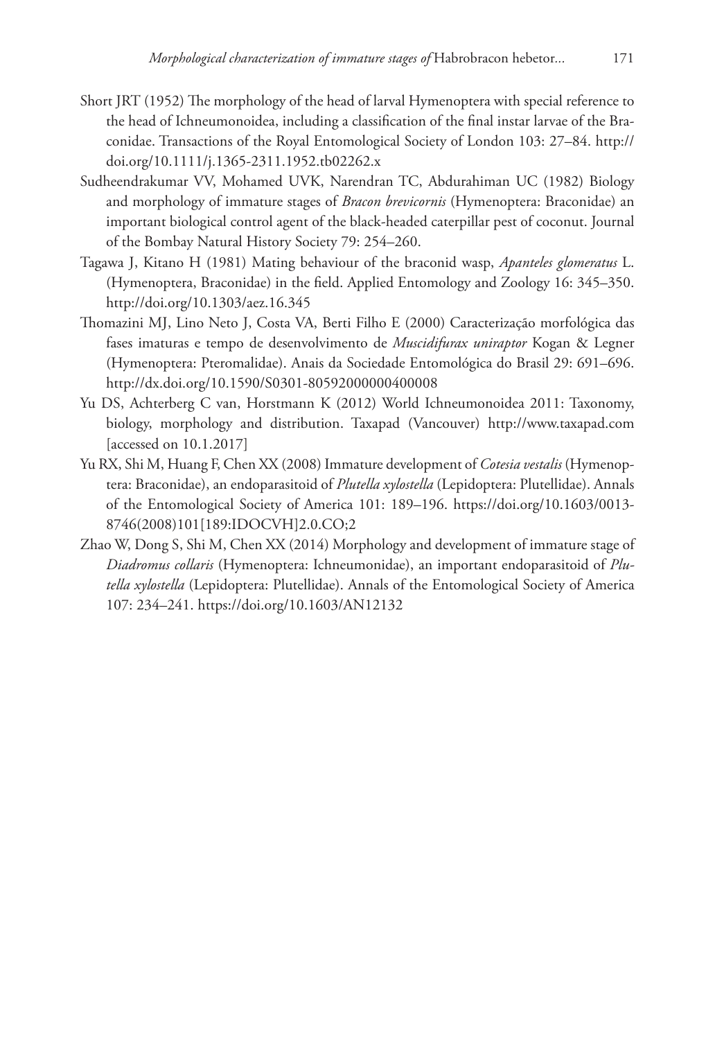Short JRT (1952) The morphology of the head of larval Hymenoptera with special reference to the head of Ichneumonoidea, including a classification of the final instar larvae of the Braconidae. Transactions of the Royal Entomological Society of London 103: 27–84. http://doi.org/10.1111/j.1365-2311.1952.tb02262.x

Sudheendrakumar VV, Mohamed UVK, Narendran TC, Abdurahiman UC (1982) Biology and morphology of immature stages of *Bracon brevicornis* (Hymenoptera: Braconidae) an important biological control agent of the black-headed caterpillar pest of coconut. Journal of the Bombay Natural History Society 79: 254–260.

Tagawa J, Kitano H (1981) Mating behaviour of the braconid wasp, *Apanteles glomeratus* L. (Hymenoptera, Braconidae) in the field. Applied Entomology and Zoology 16: 345–350. http://doi.org/10.1303/aez.16.345

Thomazini MJ, Lino Neto J, Costa VA, Berti Filho E (2000) Caracterização morfológica das fases imaturas e tempo de desenvolvimento de *Muscidifurax uniraptor* Kogan & Legner (Hymenoptera: Pteromalidae). Anais da Sociedade Entomológica do Brasil 29: 691–696. http://dx.doi.org/10.1590/S0301-80592000000400008

Yu DS, Achterberg C van, Horstmann K (2012) World Ichneumonoidea 2011: Taxonomy, biology, morphology and distribution. Taxapad (Vancouver) http://www.taxapad.com [accessed on 10.1.2017]

Yu RX, Shi M, Huang F, Chen XX (2008) Immature development of *Cotesia vestalis* (Hymenoptera: Braconidae), an endoparasitoid of *Plutella xylostella* (Lepidoptera: Plutellidae). Annals of the Entomological Society of America 101: 189–196. https://doi.org/10.1603/0013-8746(2008)101[189:IDOCVH]2.0.CO;2

Zhao W, Dong S, Shi M, Chen XX (2014) Morphology and development of immature stage of *Diadromus collaris* (Hymenoptera: Ichneumonidae), an important endoparasitoid of *Plutella xylostella* (Lepidoptera: Plutellidae). Annals of the Entomological Society of America 107: 234–241. https://doi.org/10.1603/AN12132